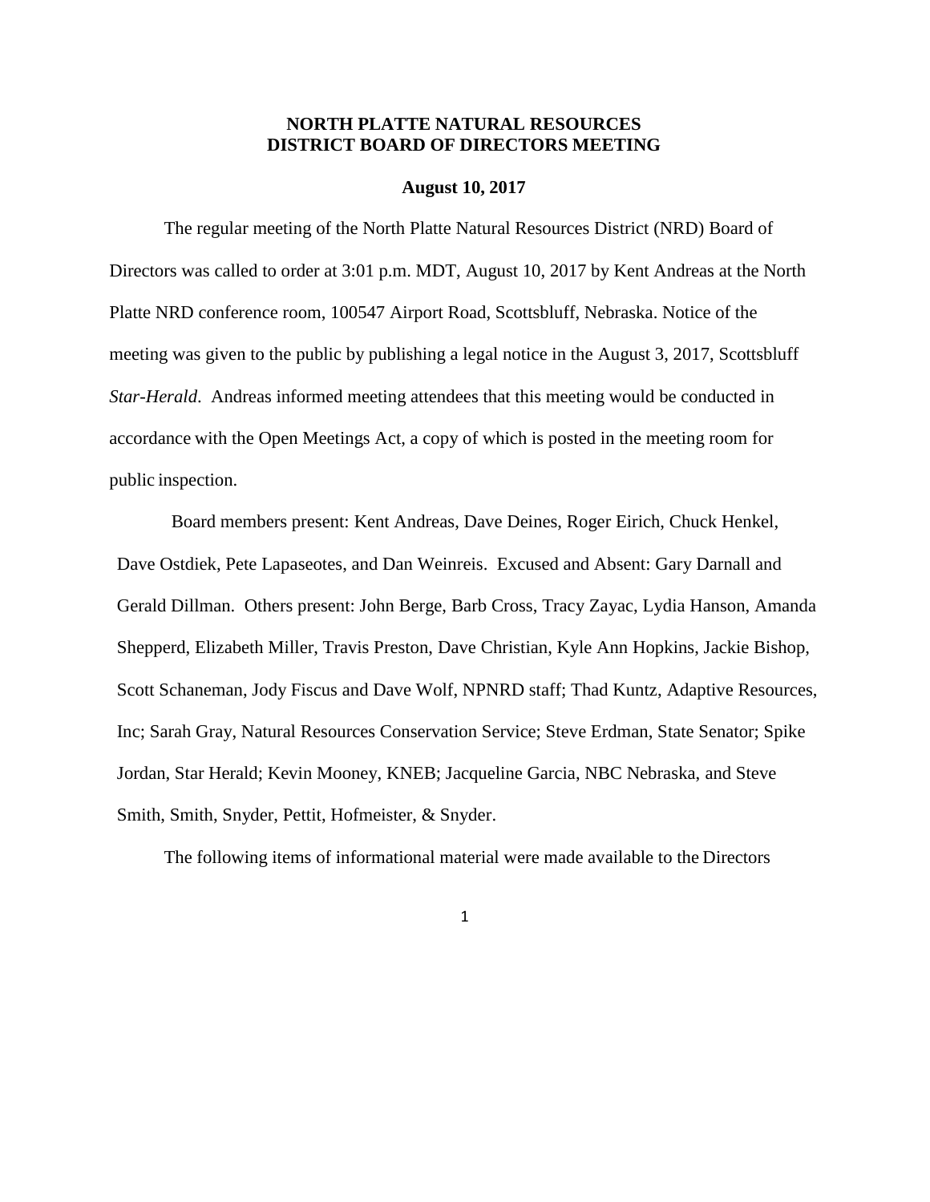# NORTH PLATTE NATURAL RESOURCES DISTRICT BOARD OF DIRECTORS MEETING

**August 10, 2017**

The regular meeting of the North Platte Natural Resources District (NRD) Board of Directors was called to order at 3:01 p.m. MDT, August 10, 2017 by Kent Andreas at the North Platte NRD conference room, 100547 Airport Road, Scottsbluff, Nebraska. Notice of the meeting was given to the public by publishing a legal notice in the August 3, 2017, Scottsbluff *Star-Herald*. Andreas informed meeting attendees that this meeting would be conducted in accordance with the Open Meetings Act, a copy of which is posted in the meeting room for public inspection.

Board members present: Kent Andreas, Dave Deines, Roger Eirich, Chuck Henkel, Dave Ostdiek, Pete Lapaseotes, and Dan Weinreis. Excused and Absent: Gary Darnall and Gerald Dillman. Others present: John Berge, Barb Cross, Tracy Zayac, Lydia Hanson, Amanda Shepperd, Elizabeth Miller, Travis Preston, Dave Christian, Kyle Ann Hopkins, Jackie Bishop, Scott Schaneman, Jody Fiscus and Dave Wolf, NPNRD staff; Thad Kuntz, Adaptive Resources, Inc; Sarah Gray, Natural Resources Conservation Service; Steve Erdman, State Senator; Spike Jordan, Star Herald; Kevin Mooney, KNEB; Jacqueline Garcia, NBC Nebraska, and Steve Smith, Smith, Snyder, Pettit, Hofmeister, & Snyder.

The following items of informational material were made available to the Directors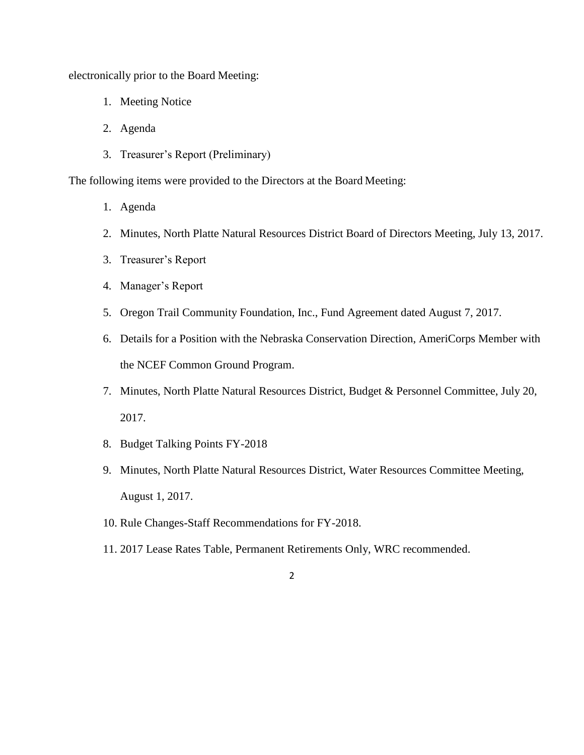electronically prior to the Board Meeting:

1. Meeting Notice
2. Agenda
3. Treasurer's Report (Preliminary)

The following items were provided to the Directors at the Board Meeting:

1. Agenda
2. Minutes, North Platte Natural Resources District Board of Directors Meeting, July 13, 2017.
3. Treasurer's Report
4. Manager's Report
5. Oregon Trail Community Foundation, Inc., Fund Agreement dated August 7, 2017.
6. Details for a Position with the Nebraska Conservation Direction, AmeriCorps Member with the NCEF Common Ground Program.
7. Minutes, North Platte Natural Resources District, Budget & Personnel Committee, July 20, 2017.
8. Budget Talking Points FY-2018
9. Minutes, North Platte Natural Resources District, Water Resources Committee Meeting, August 1, 2017.
10. Rule Changes-Staff Recommendations for FY-2018.
11. 2017 Lease Rates Table, Permanent Retirements Only, WRC recommended.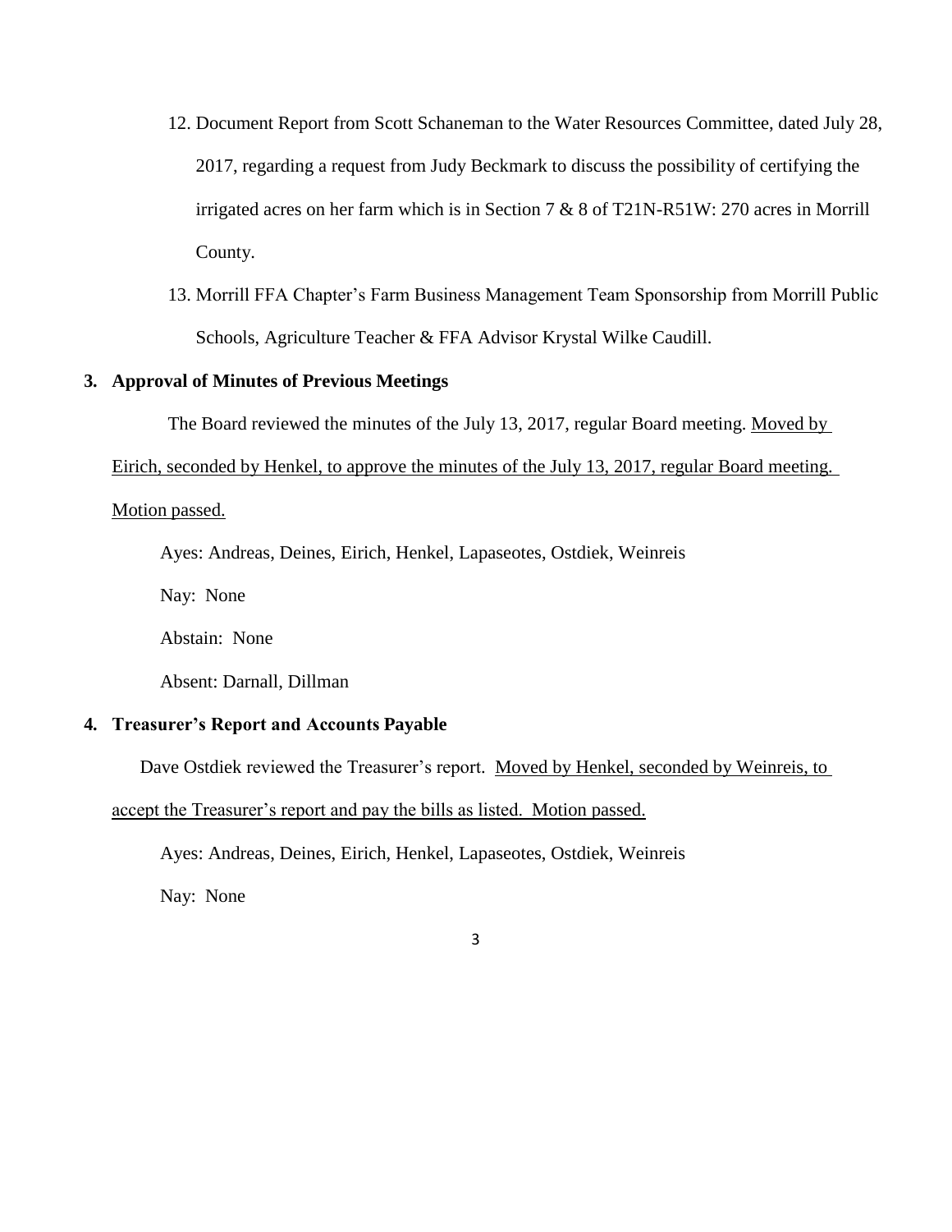12. Document Report from Scott Schaneman to the Water Resources Committee, dated July 28, 2017, regarding a request from Judy Beckmark to discuss the possibility of certifying the irrigated acres on her farm which is in Section 7 & 8 of T21N-R51W: 270 acres in Morrill County.
13. Morrill FFA Chapter's Farm Business Management Team Sponsorship from Morrill Public Schools, Agriculture Teacher & FFA Advisor Krystal Wilke Caudill.

**3. Approval of Minutes of Previous Meetings**

The Board reviewed the minutes of the July 13, 2017, regular Board meeting. Moved by Eirich, seconded by Henkel, to approve the minutes of the July 13, 2017, regular Board meeting. Motion passed.

Ayes: Andreas, Deines, Eirich, Henkel, Lapaseotes, Ostdiek, Weinreis

Nay: None

Abstain: None

Absent: Darnall, Dillman

**4. Treasurer's Report and Accounts Payable**

Dave Ostdiek reviewed the Treasurer's report. Moved by Henkel, seconded by Weinreis, to accept the Treasurer's report and pay the bills as listed. Motion passed.

Ayes: Andreas, Deines, Eirich, Henkel, Lapaseotes, Ostdiek, Weinreis

Nay: None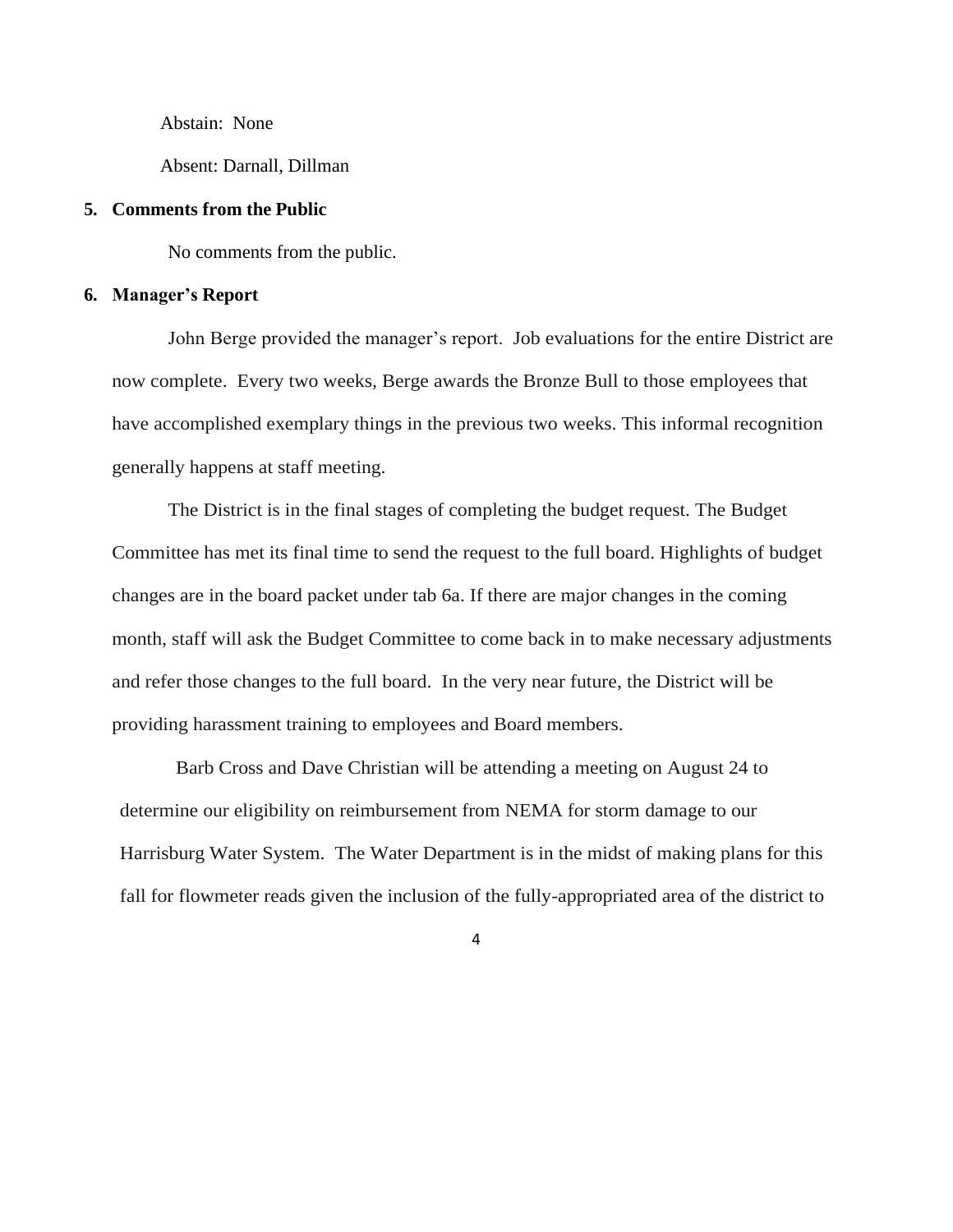Abstain: None

Absent: Darnall, Dillman

**5. Comments from the Public**

No comments from the public.

**6. Manager's Report**

John Berge provided the manager's report. Job evaluations for the entire District are now complete. Every two weeks, Berge awards the Bronze Bull to those employees that have accomplished exemplary things in the previous two weeks. This informal recognition generally happens at staff meeting.

The District is in the final stages of completing the budget request. The Budget Committee has met its final time to send the request to the full board. Highlights of budget changes are in the board packet under tab 6a. If there are major changes in the coming month, staff will ask the Budget Committee to come back in to make necessary adjustments and refer those changes to the full board. In the very near future, the District will be providing harassment training to employees and Board members.

Barb Cross and Dave Christian will be attending a meeting on August 24 to determine our eligibility on reimbursement from NEMA for storm damage to our Harrisburg Water System. The Water Department is in the midst of making plans for this fall for flowmeter reads given the inclusion of the fully-appropriated area of the district to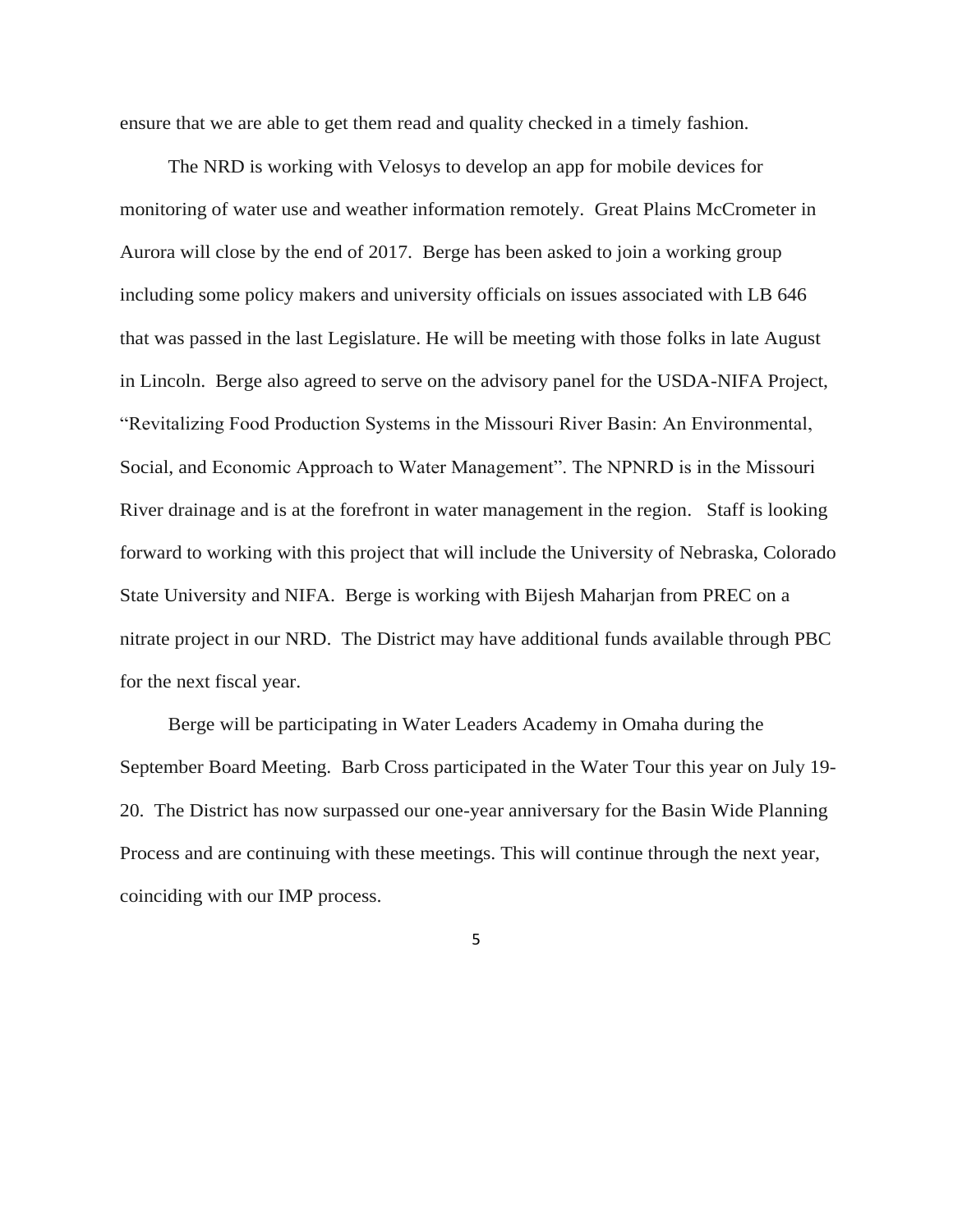ensure that we are able to get them read and quality checked in a timely fashion.

The NRD is working with Velosys to develop an app for mobile devices for monitoring of water use and weather information remotely. Great Plains McCrometer in Aurora will close by the end of 2017. Berge has been asked to join a working group including some policy makers and university officials on issues associated with LB 646 that was passed in the last Legislature. He will be meeting with those folks in late August in Lincoln. Berge also agreed to serve on the advisory panel for the USDA-NIFA Project, "Revitalizing Food Production Systems in the Missouri River Basin: An Environmental, Social, and Economic Approach to Water Management". The NPNRD is in the Missouri River drainage and is at the forefront in water management in the region. Staff is looking forward to working with this project that will include the University of Nebraska, Colorado State University and NIFA. Berge is working with Bijesh Maharjan from PREC on a nitrate project in our NRD. The District may have additional funds available through PBC for the next fiscal year.

Berge will be participating in Water Leaders Academy in Omaha during the September Board Meeting. Barb Cross participated in the Water Tour this year on July 19-20. The District has now surpassed our one-year anniversary for the Basin Wide Planning Process and are continuing with these meetings. This will continue through the next year, coinciding with our IMP process.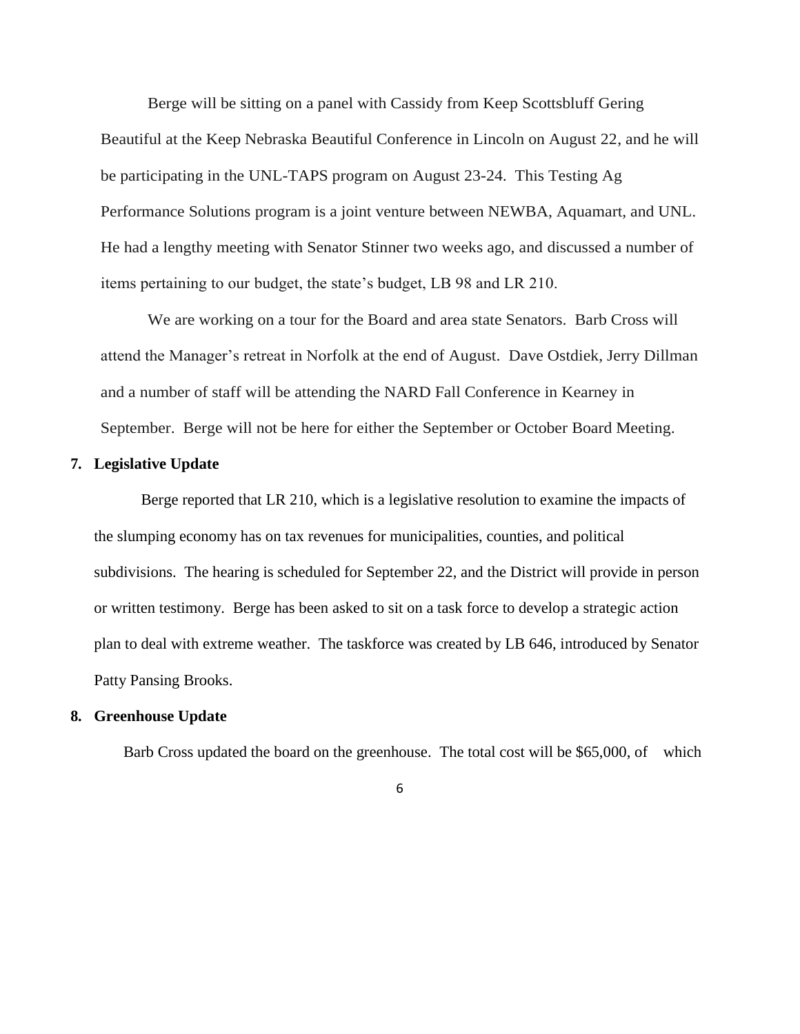Berge will be sitting on a panel with Cassidy from Keep Scottsbluff Gering Beautiful at the Keep Nebraska Beautiful Conference in Lincoln on August 22, and he will be participating in the UNL-TAPS program on August 23-24. This Testing Ag Performance Solutions program is a joint venture between NEWBA, Aquamart, and UNL. He had a lengthy meeting with Senator Stinner two weeks ago, and discussed a number of items pertaining to our budget, the state's budget, LB 98 and LR 210.

We are working on a tour for the Board and area state Senators. Barb Cross will attend the Manager's retreat in Norfolk at the end of August. Dave Ostdiek, Jerry Dillman and a number of staff will be attending the NARD Fall Conference in Kearney in September. Berge will not be here for either the September or October Board Meeting.

**7. Legislative Update**

Berge reported that LR 210, which is a legislative resolution to examine the impacts of the slumping economy has on tax revenues for municipalities, counties, and political subdivisions. The hearing is scheduled for September 22, and the District will provide in person or written testimony. Berge has been asked to sit on a task force to develop a strategic action plan to deal with extreme weather. The taskforce was created by LB 646, introduced by Senator Patty Pansing Brooks.

**8. Greenhouse Update**

Barb Cross updated the board on the greenhouse. The total cost will be $65,000, of which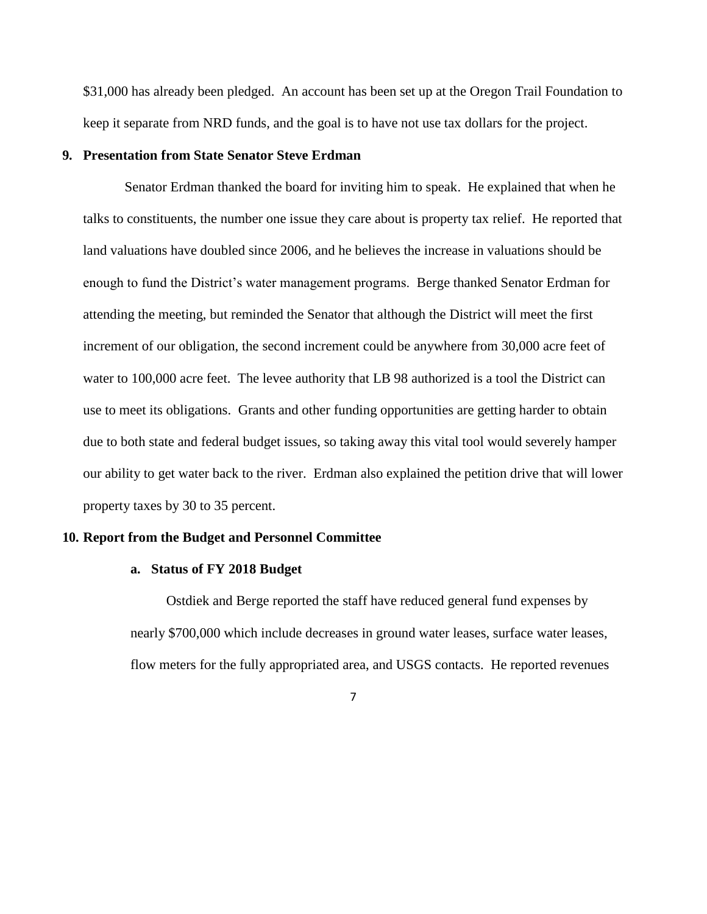$31,000 has already been pledged. An account has been set up at the Oregon Trail Foundation to keep it separate from NRD funds, and the goal is to have not use tax dollars for the project.

## 9. Presentation from State Senator Steve Erdman

Senator Erdman thanked the board for inviting him to speak. He explained that when he talks to constituents, the number one issue they care about is property tax relief. He reported that land valuations have doubled since 2006, and he believes the increase in valuations should be enough to fund the District's water management programs. Berge thanked Senator Erdman for attending the meeting, but reminded the Senator that although the District will meet the first increment of our obligation, the second increment could be anywhere from 30,000 acre feet of water to 100,000 acre feet. The levee authority that LB 98 authorized is a tool the District can use to meet its obligations. Grants and other funding opportunities are getting harder to obtain due to both state and federal budget issues, so taking away this vital tool would severely hamper our ability to get water back to the river. Erdman also explained the petition drive that will lower property taxes by 30 to 35 percent.

## 10. Report from the Budget and Personnel Committee

### a. Status of FY 2018 Budget

Ostdiek and Berge reported the staff have reduced general fund expenses by nearly $700,000 which include decreases in ground water leases, surface water leases, flow meters for the fully appropriated area, and USGS contacts. He reported revenues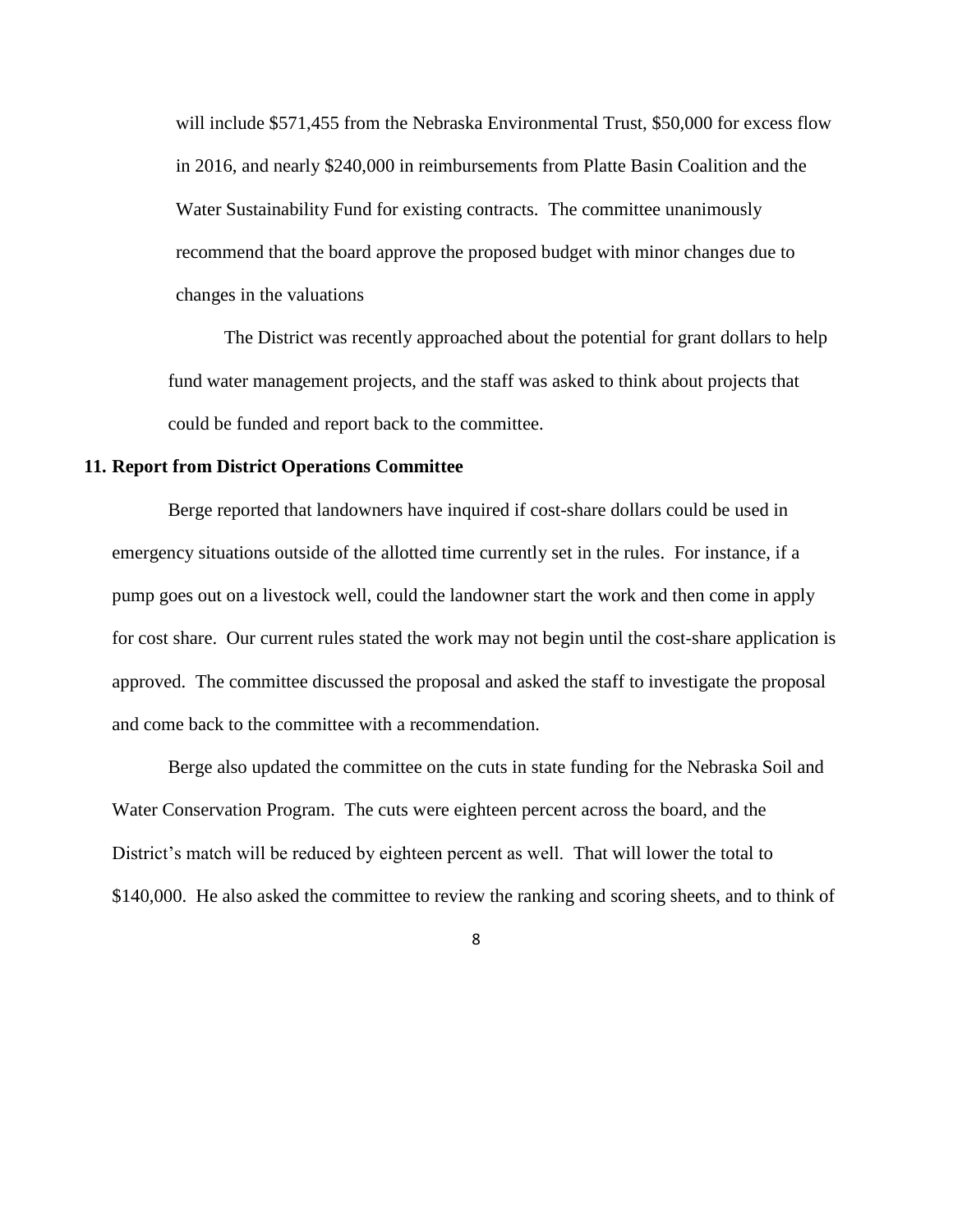will include $571,455 from the Nebraska Environmental Trust, $50,000 for excess flow in 2016, and nearly $240,000 in reimbursements from Platte Basin Coalition and the Water Sustainability Fund for existing contracts. The committee unanimously recommend that the board approve the proposed budget with minor changes due to changes in the valuations

The District was recently approached about the potential for grant dollars to help fund water management projects, and the staff was asked to think about projects that could be funded and report back to the committee.

**11. Report from District Operations Committee**

Berge reported that landowners have inquired if cost-share dollars could be used in emergency situations outside of the allotted time currently set in the rules. For instance, if a pump goes out on a livestock well, could the landowner start the work and then come in apply for cost share. Our current rules stated the work may not begin until the cost-share application is approved. The committee discussed the proposal and asked the staff to investigate the proposal and come back to the committee with a recommendation.

Berge also updated the committee on the cuts in state funding for the Nebraska Soil and Water Conservation Program. The cuts were eighteen percent across the board, and the District's match will be reduced by eighteen percent as well. That will lower the total to $140,000. He also asked the committee to review the ranking and scoring sheets, and to think of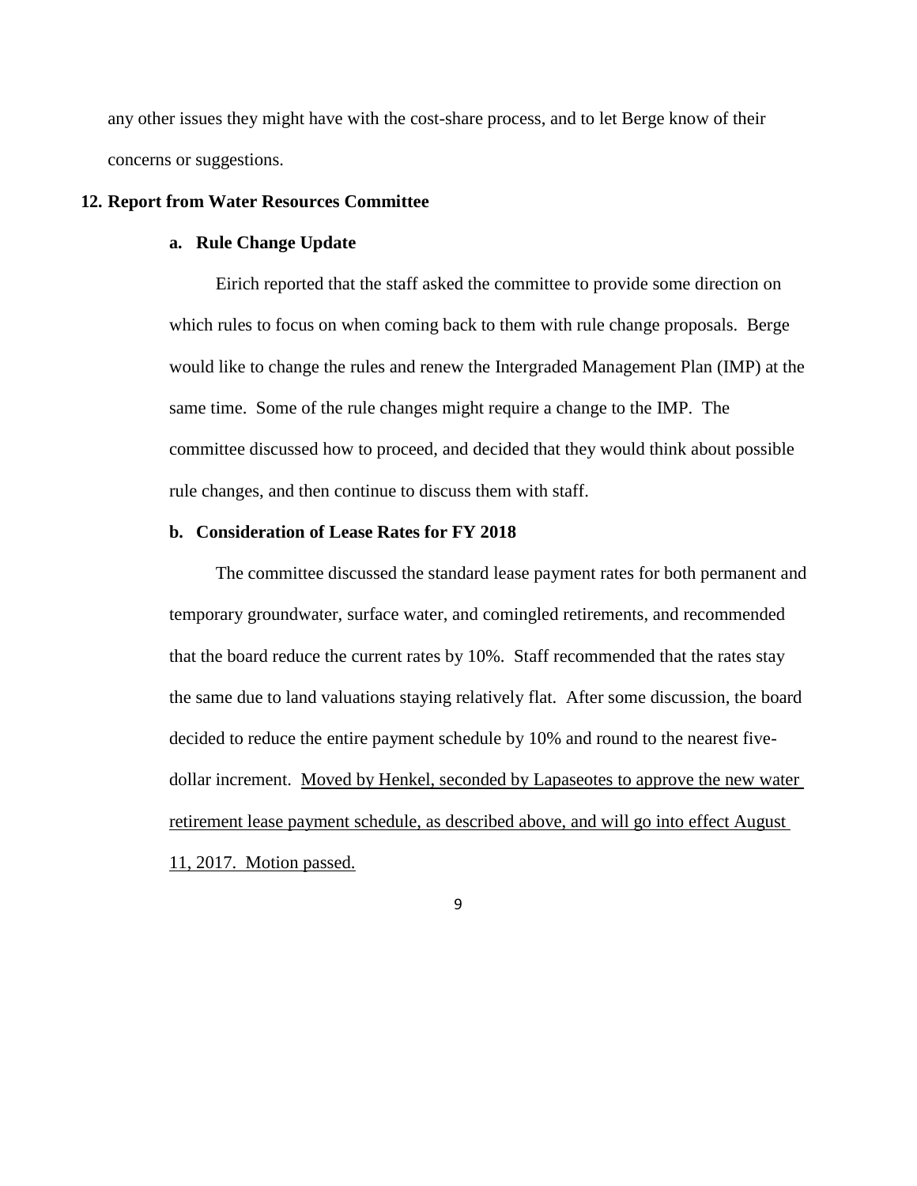any other issues they might have with the cost-share process, and to let Berge know of their concerns or suggestions.

**12. Report from Water Resources Committee**

**a. Rule Change Update**

Eirich reported that the staff asked the committee to provide some direction on which rules to focus on when coming back to them with rule change proposals. Berge would like to change the rules and renew the Intergraded Management Plan (IMP) at the same time. Some of the rule changes might require a change to the IMP. The committee discussed how to proceed, and decided that they would think about possible rule changes, and then continue to discuss them with staff.

**b. Consideration of Lease Rates for FY 2018**

The committee discussed the standard lease payment rates for both permanent and temporary groundwater, surface water, and comingled retirements, and recommended that the board reduce the current rates by 10%. Staff recommended that the rates stay the same due to land valuations staying relatively flat. After some discussion, the board decided to reduce the entire payment schedule by 10% and round to the nearest five-dollar increment. <u>Moved by Henkel, seconded by Lapaseotes to approve the new water retirement lease payment schedule, as described above, and will go into effect August 11, 2017. Motion passed.</u>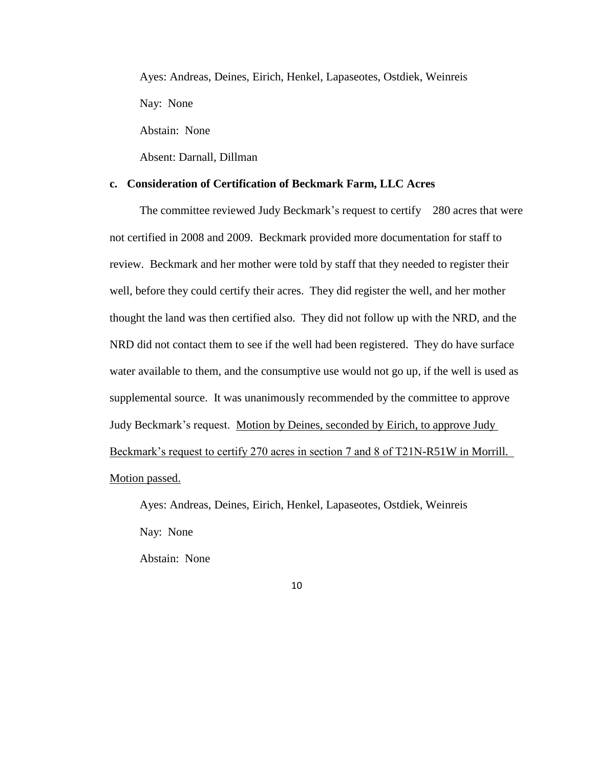Ayes: Andreas, Deines, Eirich, Henkel, Lapaseotes, Ostdiek, Weinreis

Nay: None

Abstain: None

Absent: Darnall, Dillman

**c. Consideration of Certification of Beckmark Farm, LLC Acres**

The committee reviewed Judy Beckmark's request to certify 280 acres that were not certified in 2008 and 2009. Beckmark provided more documentation for staff to review. Beckmark and her mother were told by staff that they needed to register their well, before they could certify their acres. They did register the well, and her mother thought the land was then certified also. They did not follow up with the NRD, and the NRD did not contact them to see if the well had been registered. They do have surface water available to them, and the consumptive use would not go up, if the well is used as supplemental source. It was unanimously recommended by the committee to approve Judy Beckmark's request. <u>Motion by Deines, seconded by Eirich, to approve Judy Beckmark's request to certify 270 acres in section 7 and 8 of T21N-R51W in Morrill. Motion passed.</u>

Ayes: Andreas, Deines, Eirich, Henkel, Lapaseotes, Ostdiek, Weinreis

Nay: None

Abstain: None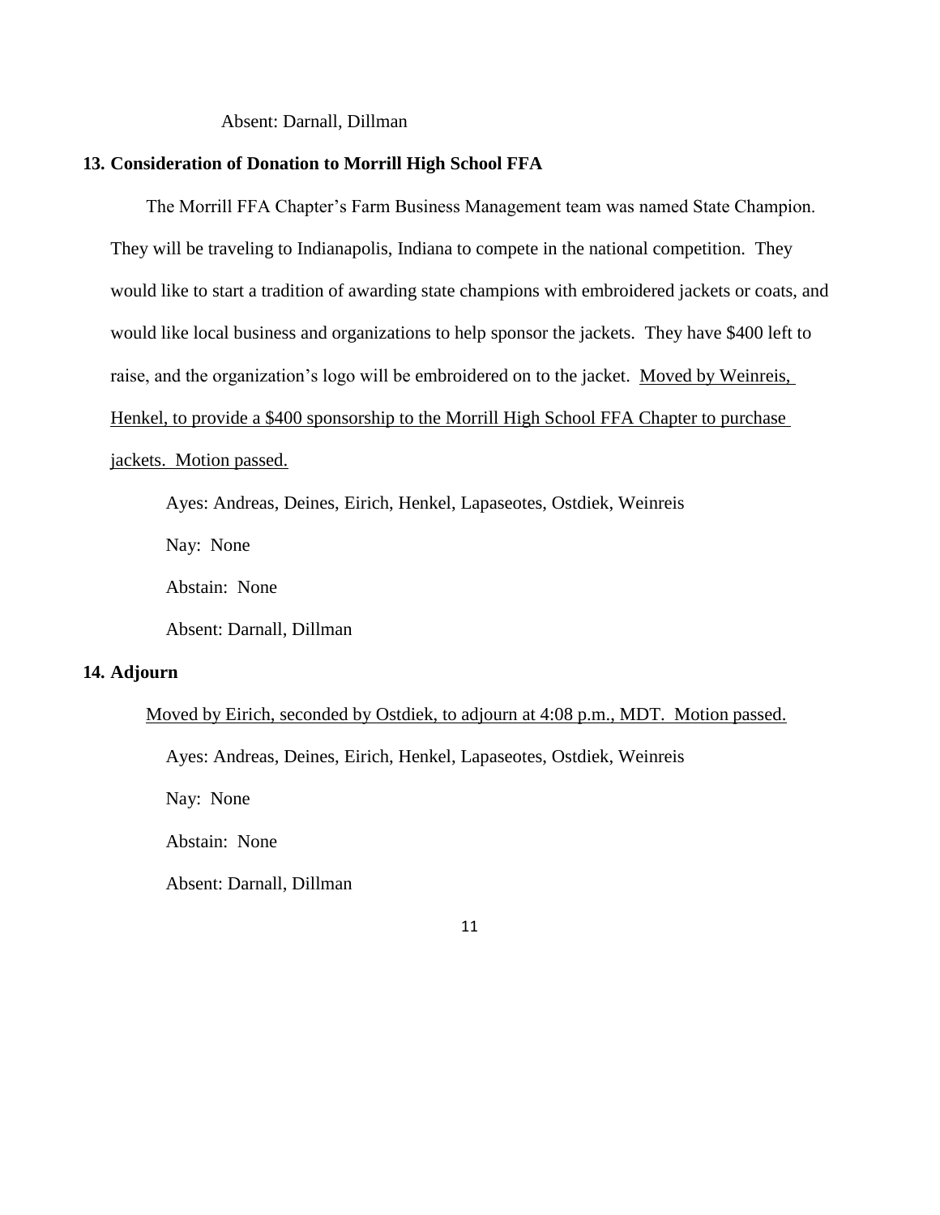Absent: Darnall, Dillman

**13. Consideration of Donation to Morrill High School FFA**

The Morrill FFA Chapter's Farm Business Management team was named State Champion. They will be traveling to Indianapolis, Indiana to compete in the national competition. They would like to start a tradition of awarding state champions with embroidered jackets or coats, and would like local business and organizations to help sponsor the jackets. They have $400 left to raise, and the organization's logo will be embroidered on to the jacket. Moved by Weinreis, Henkel, to provide a $400 sponsorship to the Morrill High School FFA Chapter to purchase jackets. Motion passed.

Ayes: Andreas, Deines, Eirich, Henkel, Lapaseotes, Ostdiek, Weinreis

Nay: None

Abstain: None

Absent: Darnall, Dillman

**14. Adjourn**

Moved by Eirich, seconded by Ostdiek, to adjourn at 4:08 p.m., MDT. Motion passed.

Ayes: Andreas, Deines, Eirich, Henkel, Lapaseotes, Ostdiek, Weinreis

Nay: None

Abstain: None

Absent: Darnall, Dillman